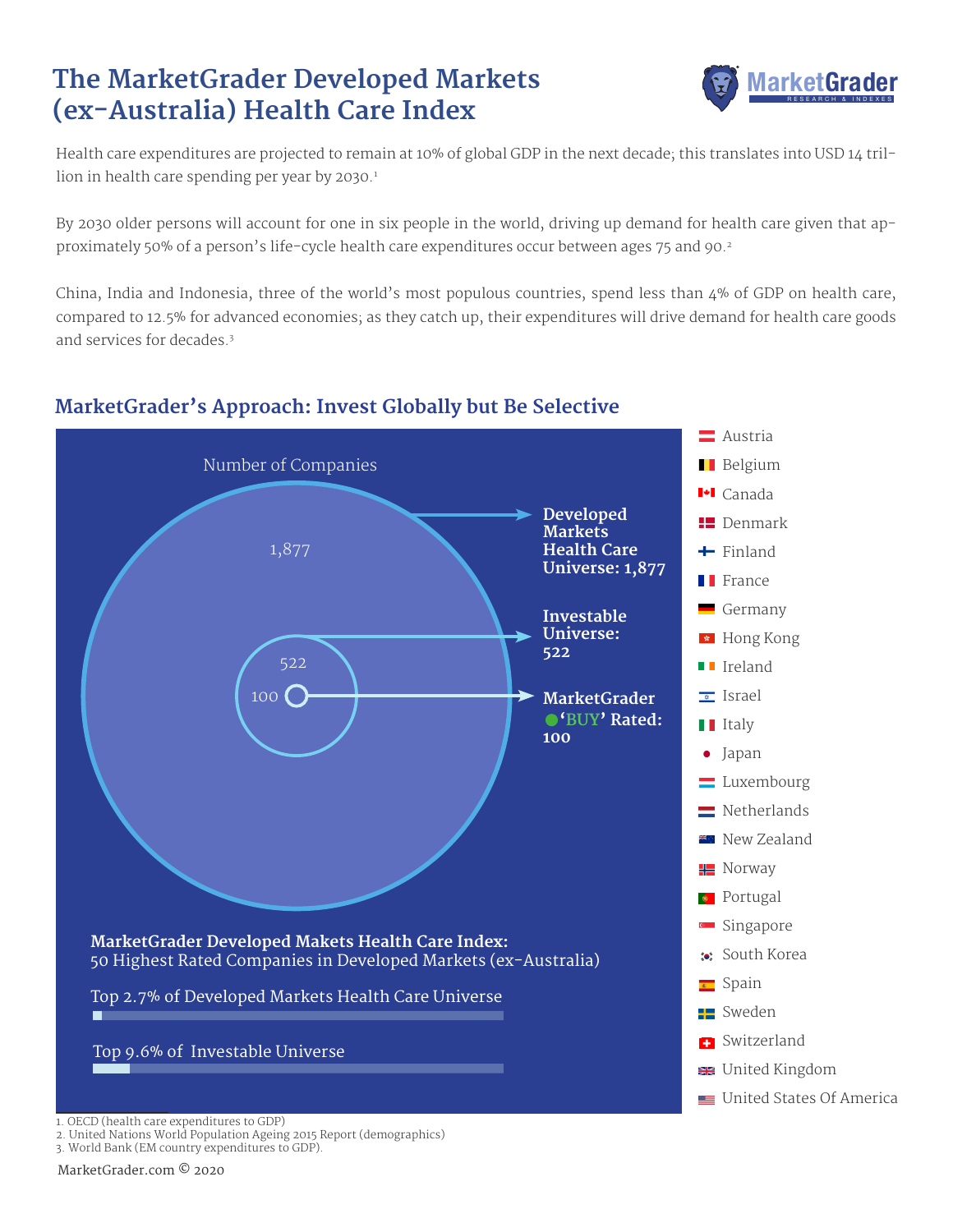# The MarketGrader Developed Markets (ex-Australia) Health Care Index

Health care expenditures are projected to remain at 10% of global GDP in the next decade; this translates into USD 14 trillion in health care spending per year by 2030.[1]

By 2030 older persons will account for one in six people in the world, driving up demand for health care given that approximately 50% of a person's life-cycle health care expenditures occur between ages 75 and 90.[2]

China, India and Indonesia, three of the world's most populous countries, spend less than 4% of GDP on health care, compared to 12.5% for advanced economies; as they catch up, their expenditures will drive demand for health care goods and services for decades.[3]

## MarketGrader's Approach: Invest Globally but Be Selective

Number of Companies

1,877

522

100

**Developed Markets Health Care Universe: 1,877**

**Investable Universe: 522**

**MarketGrader 'BUY' Rated: 100**

**MarketGrader Developed Makets Health Care Index:**
50 Highest Rated Companies in Developed Markets (ex-Australia)

Top 2.7% of Developed Markets Health Care Universe

Top 9.6% of Investable Universe

- Austria
- Belgium
- Canada
- Denmark
- Finland
- France
- Germany
- Hong Kong
- Ireland
- Israel
- Italy
- Japan
- Luxembourg
- Netherlands
- New Zealand
- Norway
- Portugal
- Singapore
- South Korea
- Spain
- Sweden
- Switzerland
- United Kingdom
- United States Of America

1. OECD (health care expenditures to GDP)
2. United Nations World Population Ageing 2015 Report (demographics)
3. World Bank (EM country expenditures to GDP).

MarketGrader.com © 2020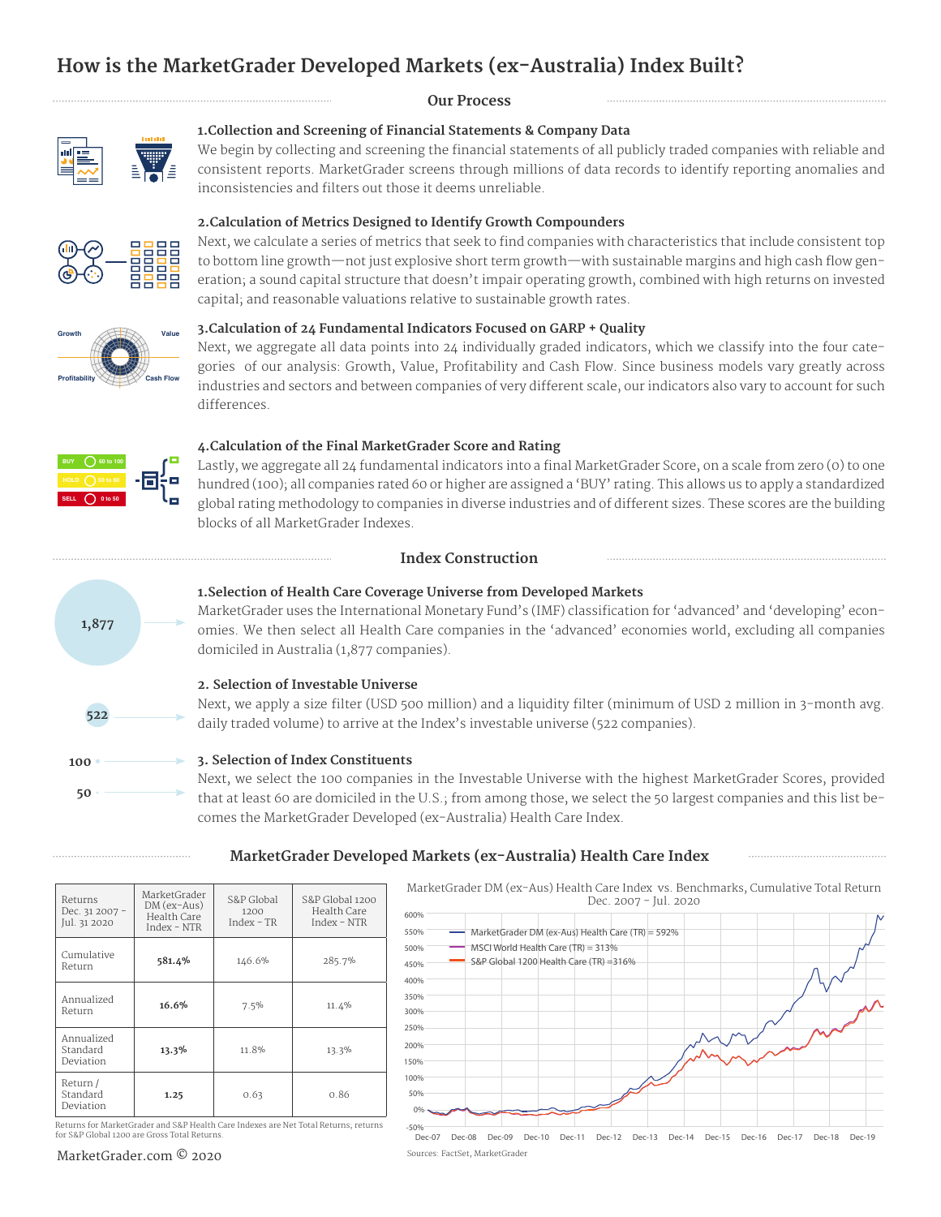# How is the MarketGrader Developed Markets (ex-Australia) Index Built?

## Our Process

### 1.Collection and Screening of Financial Statements & Company Data

We begin by collecting and screening the financial statements of all publicly traded companies with reliable and consistent reports. MarketGrader screens through millions of data records to identify reporting anomalies and inconsistencies and filters out those it deems unreliable.

### 2.Calculation of Metrics Designed to Identify Growth Compounders

Next, we calculate a series of metrics that seek to find companies with characteristics that include consistent top to bottom line growth—not just explosive short term growth—with sustainable margins and high cash flow generation; a sound capital structure that doesn't impair operating growth, combined with high returns on invested capital; and reasonable valuations relative to sustainable growth rates.

Growth
Value
Profitability
Cash Flow

### 3.Calculation of 24 Fundamental Indicators Focused on GARP + Quality

Next, we aggregate all data points into 24 individually graded indicators, which we classify into the four categories of our analysis: Growth, Value, Profitability and Cash Flow. Since business models vary greatly across industries and sectors and between companies of very different scale, our indicators also vary to account for such differences.

BUY 60 to 100
HOLD 50 to 60
SELL 0 to 50

### 4.Calculation of the Final MarketGrader Score and Rating

Lastly, we aggregate all 24 fundamental indicators into a final MarketGrader Score, on a scale from zero (0) to one hundred (100); all companies rated 60 or higher are assigned a 'BUY' rating. This allows us to apply a standardized global rating methodology to companies in diverse industries and of different sizes. These scores are the building blocks of all MarketGrader Indexes.

## Index Construction

1,877

### 1.Selection of Health Care Coverage Universe from Developed Markets

MarketGrader uses the International Monetary Fund's (IMF) classification for 'advanced' and 'developing' economies. We then select all Health Care companies in the 'advanced' economies world, excluding all companies domiciled in Australia (1,877 companies).

522

### 2. Selection of Investable Universe

Next, we apply a size filter (USD 500 million) and a liquidity filter (minimum of USD 2 million in 3-month avg. daily traded volume) to arrive at the Index's investable universe (522 companies).

100
50

### 3. Selection of Index Constituents

Next, we select the 100 companies in the Investable Universe with the highest MarketGrader Scores, provided that at least 60 are domiciled in the U.S.; from among those, we select the 50 largest companies and this list becomes the MarketGrader Developed (ex-Australia) Health Care Index.

## MarketGrader Developed Markets (ex-Australia) Health Care Index

| Returns Dec. 31 2007 - Jul. 31 2020 | MarketGrader DM (ex-Aus) Health Care Index - NTR | S&P Global 1200 Index - TR | S&P Global 1200 Health Care Index - NTR |
|---|---|---|---|
| Cumulative Return | **581.4%** | 146.6% | 285.7% |
| Annualized Return | **16.6%** | 7.5% | 11.4% |
| Annualized Standard Deviation | **13.3%** | 11.8% | 13.3% |
| Return / Standard Deviation | **1.25** | 0.63 | 0.86 |

Returns for MarketGrader and S&P Health Care Indexes are Net Total Returns, returns for S&P Global 1200 are Gross Total Returns.

MarketGrader DM (ex-Aus) Health Care Index vs. Benchmarks, Cumulative Total Return
Dec. 2007 - Jul. 2020

MarketGrader DM (ex-Aus) Health Care (TR) = 592%
MSCI World Health Care (TR) = 313%
S&P Global 1200 Health Care (TR) =316%

600%
550%
500%
450%
400%
350%
300%
250%
200%
150%
100%
50%
0%
-50%

Dec-07 Dec-08 Dec-09 Dec-10 Dec-11 Dec-12 Dec-13 Dec-14 Dec-15 Dec-16 Dec-17 Dec-18 Dec-19

Sources: FactSet, MarketGrader

MarketGrader.com © 2020